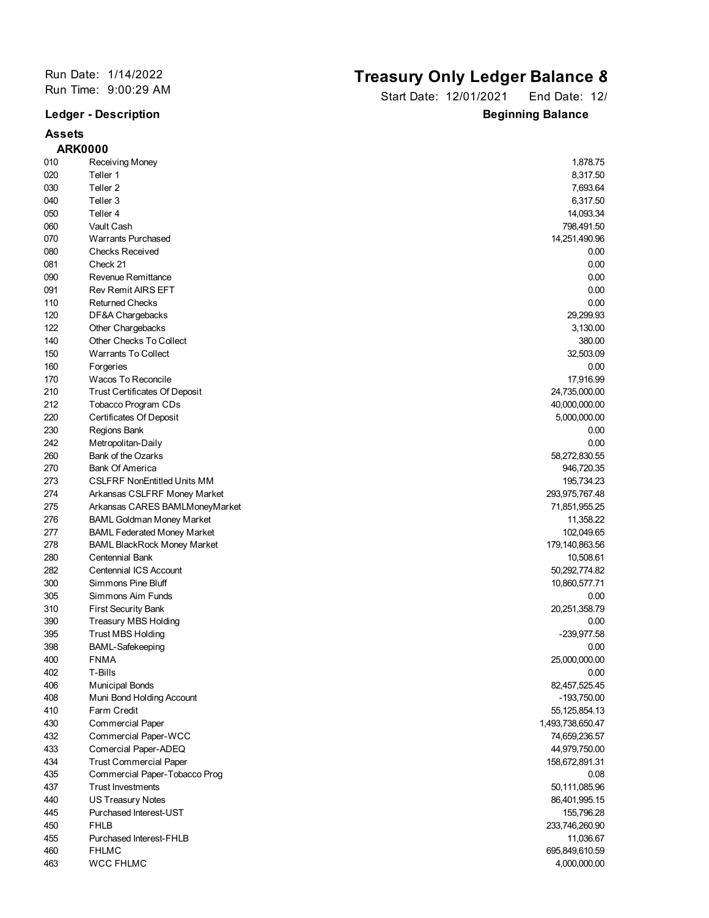Run Date: 1/14/2022
Run Time: 9:00:29 AM

# Treasury Only Ledger Balance &

Start Date: 12/01/2021 End Date: 12/

| Ledger - Description | | Beginning Balance |
|---|---|---|
| **Assets** | | |
| **ARK0000** | | |
| 010 | Receiving Money | 1,878.75 |
| 020 | Teller 1 | 8,317.50 |
| 030 | Teller 2 | 7,693.64 |
| 040 | Teller 3 | 6,317.50 |
| 050 | Teller 4 | 14,093.34 |
| 060 | Vault Cash | 798,491.50 |
| 070 | Warrants Purchased | 14,251,490.96 |
| 080 | Checks Received | 0.00 |
| 081 | Check 21 | 0.00 |
| 090 | Revenue Remittance | 0.00 |
| 091 | Rev Remit AIRS EFT | 0.00 |
| 110 | Returned Checks | 0.00 |
| 120 | DF&A Chargebacks | 29,299.93 |
| 122 | Other Chargebacks | 3,130.00 |
| 140 | Other Checks To Collect | 380.00 |
| 150 | Warrants To Collect | 32,503.09 |
| 160 | Forgeries | 0.00 |
| 170 | Wacos To Reconcile | 17,916.99 |
| 210 | Trust Certificates Of Deposit | 24,735,000.00 |
| 212 | Tobacco Program CDs | 40,000,000.00 |
| 220 | Certificates Of Deposit | 5,000,000.00 |
| 230 | Regions Bank | 0.00 |
| 242 | Metropolitan-Daily | 0.00 |
| 260 | Bank of the Ozarks | 58,272,830.55 |
| 270 | Bank Of America | 946,720.35 |
| 273 | CSLFRF NonEntitled Units MM | 195,734.23 |
| 274 | Arkansas CSLFRF Money Market | 293,975,767.48 |
| 275 | Arkansas CARES BAMLMoneyMarket | 71,851,955.25 |
| 276 | BAML Goldman Money Market | 11,358.22 |
| 277 | BAML Federated Money Market | 102,049.65 |
| 278 | BAML BlackRock Money Market | 179,140,863.56 |
| 280 | Centennial Bank | 10,508.61 |
| 282 | Centennial ICS Account | 50,292,774.82 |
| 300 | Simmons Pine Bluff | 10,860,577.71 |
| 305 | Simmons Aim Funds | 0.00 |
| 310 | First Security Bank | 20,251,358.79 |
| 390 | Treasury MBS Holding | 0.00 |
| 395 | Trust MBS Holding | -239,977.58 |
| 398 | BAML-Safekeeping | 0.00 |
| 400 | FNMA | 25,000,000.00 |
| 402 | T-Bills | 0.00 |
| 406 | Municipal Bonds | 82,457,525.45 |
| 408 | Muni Bond Holding Account | -193,750.00 |
| 410 | Farm Credit | 55,125,854.13 |
| 430 | Commercial Paper | 1,493,738,650.47 |
| 432 | Commercial Paper-WCC | 74,659,236.57 |
| 433 | Comercial Paper-ADEQ | 44,979,750.00 |
| 434 | Trust Commercial Paper | 158,672,891.31 |
| 435 | Commercial Paper-Tobacco Prog | 0.08 |
| 437 | Trust Investments | 50,111,085.96 |
| 440 | US Treasury Notes | 86,401,995.15 |
| 445 | Purchased Interest-UST | 155,796.28 |
| 450 | FHLB | 233,746,260.90 |
| 455 | Purchased Interest-FHLB | 11,036.67 |
| 460 | FHLMC | 695,849,610.59 |
| 463 | WCC FHLMC | 4,000,000.00 |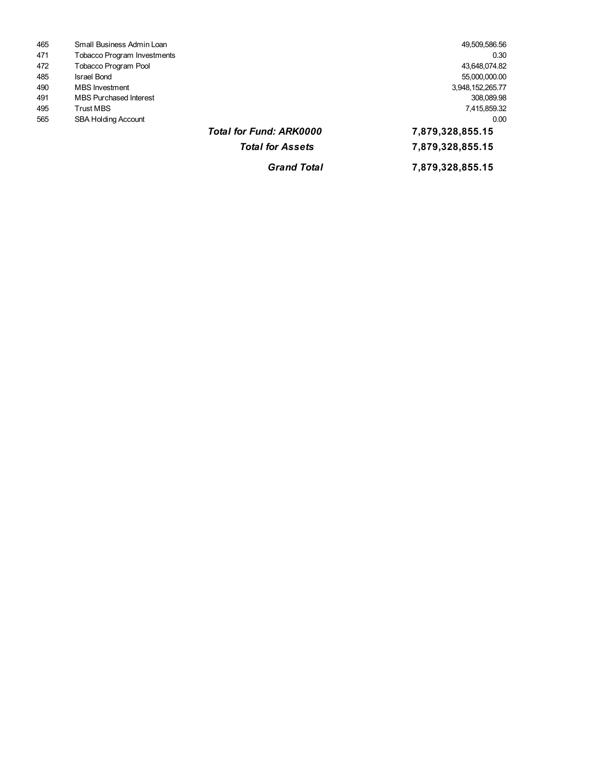| | | | |
|---|---|---|---|
| 465 | Small Business Admin Loan | | 49,509,586.56 |
| 471 | Tobacco Program Investments | | 0.30 |
| 472 | Tobacco Program Pool | | 43,648,074.82 |
| 485 | Israel Bond | | 55,000,000.00 |
| 490 | MBS Investment | | 3,948,152,265.77 |
| 491 | MBS Purchased Interest | | 308,089.98 |
| 495 | Trust MBS | | 7,415,859.32 |
| 565 | SBA Holding Account | | 0.00 |
| | | ***Total for Fund: ARK0000*** | **7,879,328,855.15** |
| | | ***Total for Assets*** | **7,879,328,855.15** |
| | | ***Grand Total*** | **7,879,328,855.15** |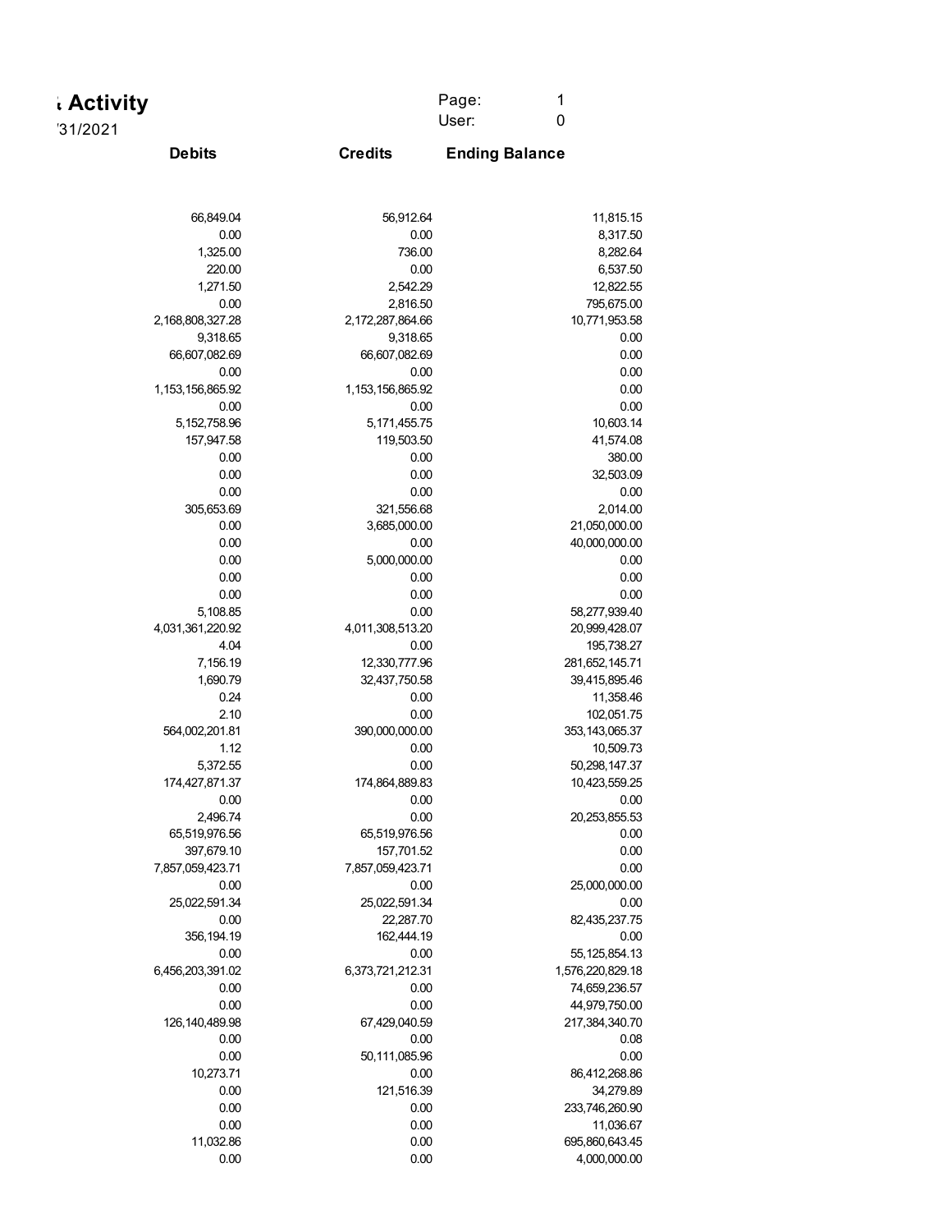# Activity

'31/2021

Page: 1
User: 0

| Debits | Credits | Ending Balance |
|---|---|---|
| 66,849.04 | 56,912.64 | 11,815.15 |
| 0.00 | 0.00 | 8,317.50 |
| 1,325.00 | 736.00 | 8,282.64 |
| 220.00 | 0.00 | 6,537.50 |
| 1,271.50 | 2,542.29 | 12,822.55 |
| 0.00 | 2,816.50 | 795,675.00 |
| 2,168,808,327.28 | 2,172,287,864.66 | 10,771,953.58 |
| 9,318.65 | 9,318.65 | 0.00 |
| 66,607,082.69 | 66,607,082.69 | 0.00 |
| 0.00 | 0.00 | 0.00 |
| 1,153,156,865.92 | 1,153,156,865.92 | 0.00 |
| 0.00 | 0.00 | 0.00 |
| 5,152,758.96 | 5,171,455.75 | 10,603.14 |
| 157,947.58 | 119,503.50 | 41,574.08 |
| 0.00 | 0.00 | 380.00 |
| 0.00 | 0.00 | 32,503.09 |
| 0.00 | 0.00 | 0.00 |
| 305,653.69 | 321,556.68 | 2,014.00 |
| 0.00 | 3,685,000.00 | 21,050,000.00 |
| 0.00 | 0.00 | 40,000,000.00 |
| 0.00 | 5,000,000.00 | 0.00 |
| 0.00 | 0.00 | 0.00 |
| 0.00 | 0.00 | 0.00 |
| 5,108.85 | 0.00 | 58,277,939.40 |
| 4,031,361,220.92 | 4,011,308,513.20 | 20,999,428.07 |
| 4.04 | 0.00 | 195,738.27 |
| 7,156.19 | 12,330,777.96 | 281,652,145.71 |
| 1,690.79 | 32,437,750.58 | 39,415,895.46 |
| 0.24 | 0.00 | 11,358.46 |
| 2.10 | 0.00 | 102,051.75 |
| 564,002,201.81 | 390,000,000.00 | 353,143,065.37 |
| 1.12 | 0.00 | 10,509.73 |
| 5,372.55 | 0.00 | 50,298,147.37 |
| 174,427,871.37 | 174,864,889.83 | 10,423,559.25 |
| 0.00 | 0.00 | 0.00 |
| 2,496.74 | 0.00 | 20,253,855.53 |
| 65,519,976.56 | 65,519,976.56 | 0.00 |
| 397,679.10 | 157,701.52 | 0.00 |
| 7,857,059,423.71 | 7,857,059,423.71 | 0.00 |
| 0.00 | 0.00 | 25,000,000.00 |
| 25,022,591.34 | 25,022,591.34 | 0.00 |
| 0.00 | 22,287.70 | 82,435,237.75 |
| 356,194.19 | 162,444.19 | 0.00 |
| 0.00 | 0.00 | 55,125,854.13 |
| 6,456,203,391.02 | 6,373,721,212.31 | 1,576,220,829.18 |
| 0.00 | 0.00 | 74,659,236.57 |
| 0.00 | 0.00 | 44,979,750.00 |
| 126,140,489.98 | 67,429,040.59 | 217,384,340.70 |
| 0.00 | 0.00 | 0.08 |
| 0.00 | 50,111,085.96 | 0.00 |
| 10,273.71 | 0.00 | 86,412,268.86 |
| 0.00 | 121,516.39 | 34,279.89 |
| 0.00 | 0.00 | 233,746,260.90 |
| 0.00 | 0.00 | 11,036.67 |
| 11,032.86 | 0.00 | 695,860,643.45 |
| 0.00 | 0.00 | 4,000,000.00 |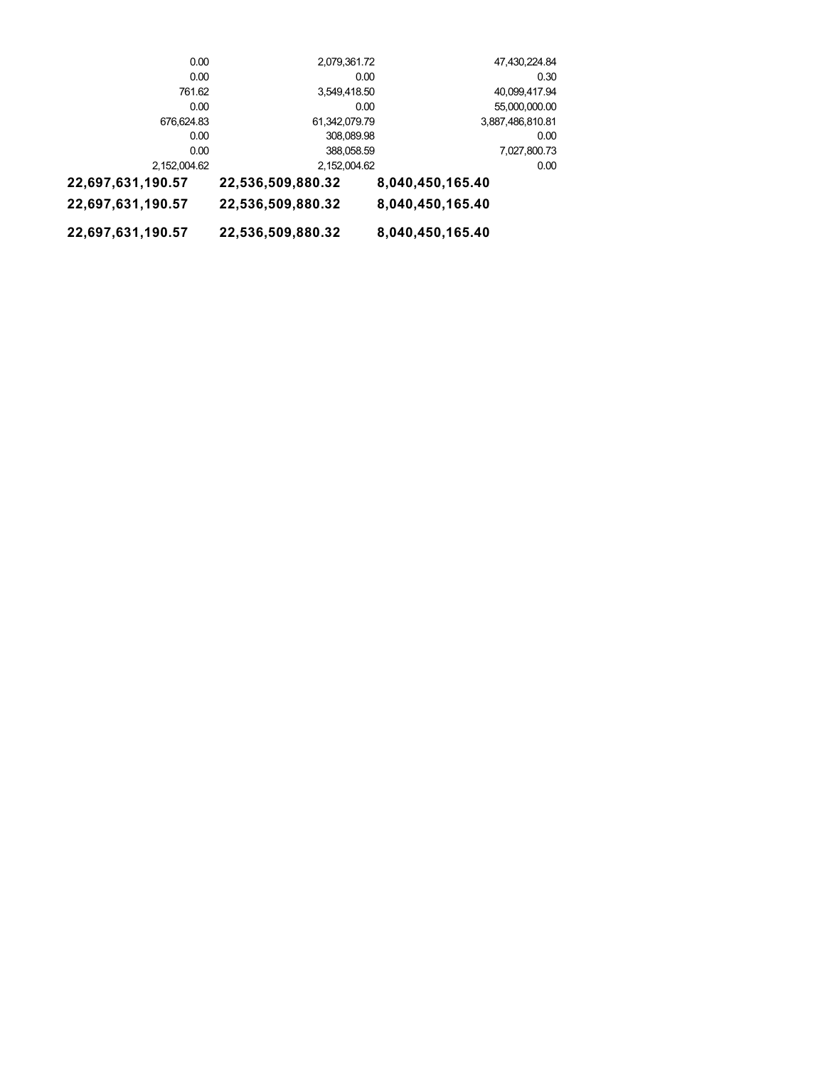| | | |
|---|---|---|
| 0.00 | 2,079,361.72 | 47,430,224.84 |
| 0.00 | 0.00 | 0.30 |
| 761.62 | 3,549,418.50 | 40,099,417.94 |
| 0.00 | 0.00 | 55,000,000.00 |
| 676,624.83 | 61,342,079.79 | 3,887,486,810.81 |
| 0.00 | 308,089.98 | 0.00 |
| 0.00 | 388,058.59 | 7,027,800.73 |
| 2,152,004.62 | 2,152,004.62 | 0.00 |
| **22,697,631,190.57** | **22,536,509,880.32** | **8,040,450,165.40** |
| **22,697,631,190.57** | **22,536,509,880.32** | **8,040,450,165.40** |
| **22,697,631,190.57** | **22,536,509,880.32** | **8,040,450,165.40** |